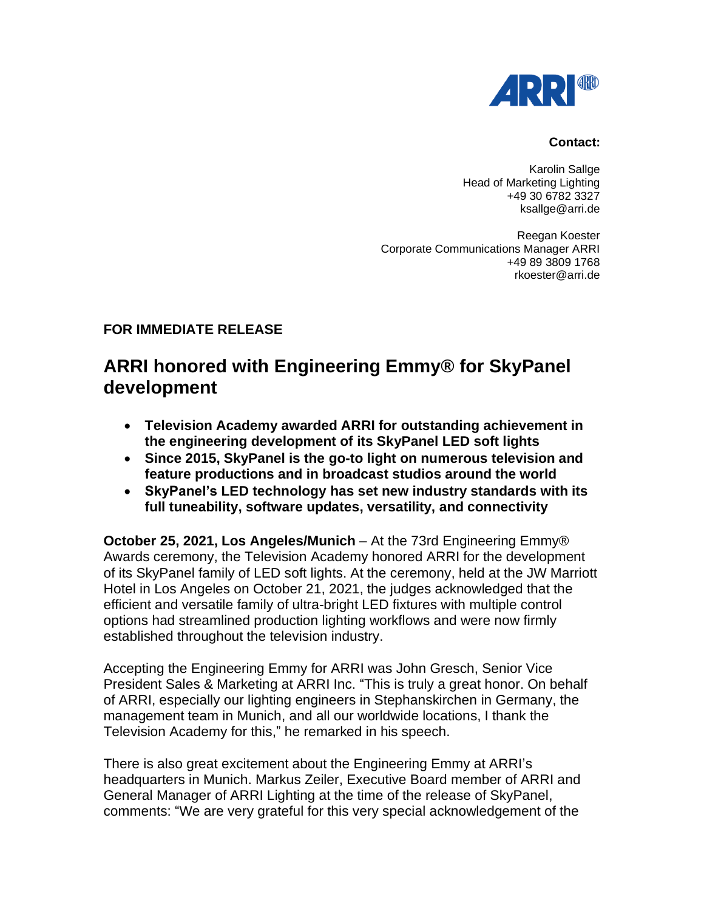**Contact:**

Karolin Sallge
Head of Marketing Lighting
+49 30 6782 3327
ksallge@arri.de

Reegan Koester
Corporate Communications Manager ARRI
+49 89 3809 1768
rkoester@arri.de

**FOR IMMEDIATE RELEASE**

# ARRI honored with Engineering Emmy® for SkyPanel development

- **Television Academy awarded ARRI for outstanding achievement in the engineering development of its SkyPanel LED soft lights**
- **Since 2015, SkyPanel is the go-to light on numerous television and feature productions and in broadcast studios around the world**
- **SkyPanel's LED technology has set new industry standards with its full tuneability, software updates, versatility, and connectivity**

**October 25, 2021, Los Angeles/Munich** – At the 73rd Engineering Emmy® Awards ceremony, the Television Academy honored ARRI for the development of its SkyPanel family of LED soft lights. At the ceremony, held at the JW Marriott Hotel in Los Angeles on October 21, 2021, the judges acknowledged that the efficient and versatile family of ultra-bright LED fixtures with multiple control options had streamlined production lighting workflows and were now firmly established throughout the television industry.

Accepting the Engineering Emmy for ARRI was John Gresch, Senior Vice President Sales & Marketing at ARRI Inc. "This is truly a great honor. On behalf of ARRI, especially our lighting engineers in Stephanskirchen in Germany, the management team in Munich, and all our worldwide locations, I thank the Television Academy for this," he remarked in his speech.

There is also great excitement about the Engineering Emmy at ARRI's headquarters in Munich. Markus Zeiler, Executive Board member of ARRI and General Manager of ARRI Lighting at the time of the release of SkyPanel, comments: "We are very grateful for this very special acknowledgement of the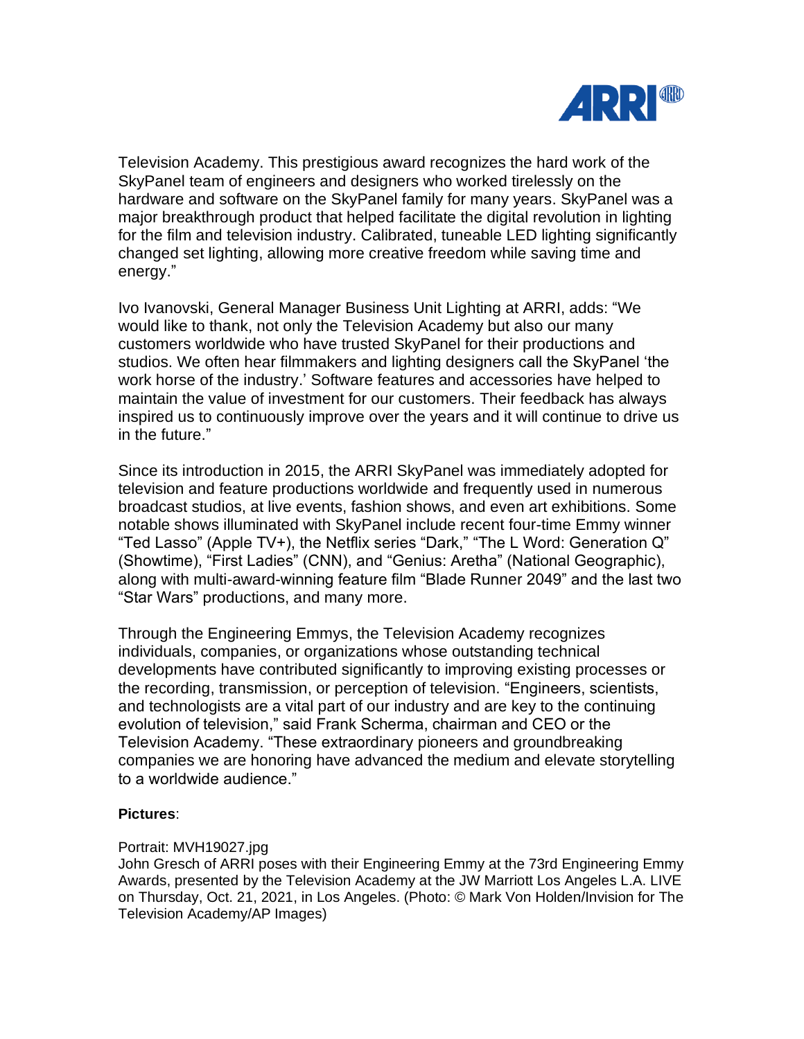Television Academy. This prestigious award recognizes the hard work of the SkyPanel team of engineers and designers who worked tirelessly on the hardware and software on the SkyPanel family for many years. SkyPanel was a major breakthrough product that helped facilitate the digital revolution in lighting for the film and television industry. Calibrated, tuneable LED lighting significantly changed set lighting, allowing more creative freedom while saving time and energy."

Ivo Ivanovski, General Manager Business Unit Lighting at ARRI, adds: "We would like to thank, not only the Television Academy but also our many customers worldwide who have trusted SkyPanel for their productions and studios. We often hear filmmakers and lighting designers call the SkyPanel 'the work horse of the industry.' Software features and accessories have helped to maintain the value of investment for our customers. Their feedback has always inspired us to continuously improve over the years and it will continue to drive us in the future."

Since its introduction in 2015, the ARRI SkyPanel was immediately adopted for television and feature productions worldwide and frequently used in numerous broadcast studios, at live events, fashion shows, and even art exhibitions. Some notable shows illuminated with SkyPanel include recent four-time Emmy winner "Ted Lasso" (Apple TV+), the Netflix series "Dark," "The L Word: Generation Q" (Showtime), "First Ladies" (CNN), and "Genius: Aretha" (National Geographic), along with multi-award-winning feature film "Blade Runner 2049" and the last two "Star Wars" productions, and many more.

Through the Engineering Emmys, the Television Academy recognizes individuals, companies, or organizations whose outstanding technical developments have contributed significantly to improving existing processes or the recording, transmission, or perception of television. "Engineers, scientists, and technologists are a vital part of our industry and are key to the continuing evolution of television," said Frank Scherma, chairman and CEO or the Television Academy. "These extraordinary pioneers and groundbreaking companies we are honoring have advanced the medium and elevate storytelling to a worldwide audience."

**Pictures**:

Portrait: MVH19027.jpg
John Gresch of ARRI poses with their Engineering Emmy at the 73rd Engineering Emmy Awards, presented by the Television Academy at the JW Marriott Los Angeles L.A. LIVE on Thursday, Oct. 21, 2021, in Los Angeles. (Photo: © Mark Von Holden/Invision for The Television Academy/AP Images)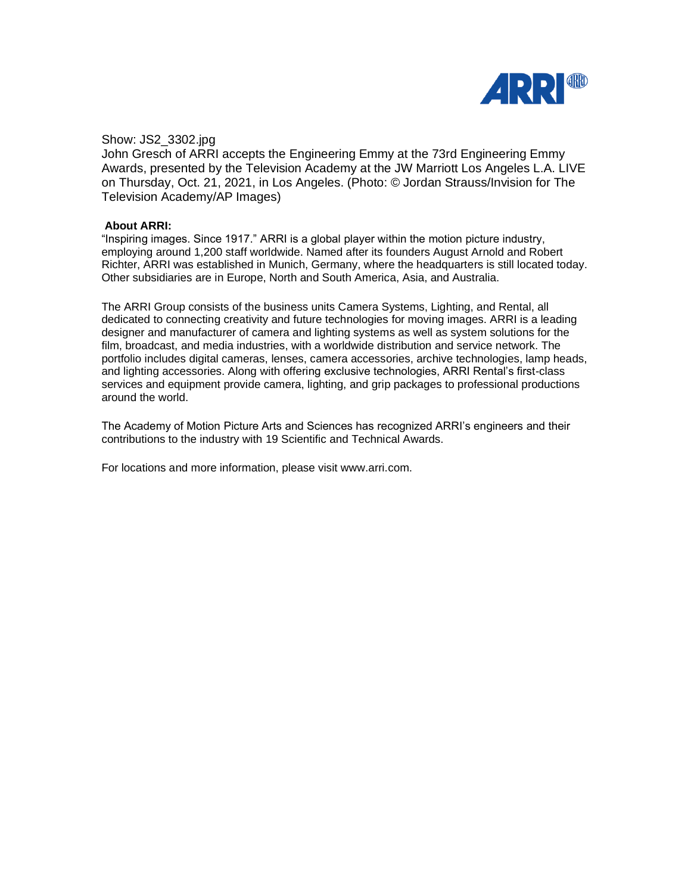Show: JS2_3302.jpg
John Gresch of ARRI accepts the Engineering Emmy at the 73rd Engineering Emmy Awards, presented by the Television Academy at the JW Marriott Los Angeles L.A. LIVE on Thursday, Oct. 21, 2021, in Los Angeles. (Photo: © Jordan Strauss/Invision for The Television Academy/AP Images)

**About ARRI:**

"Inspiring images. Since 1917." ARRI is a global player within the motion picture industry, employing around 1,200 staff worldwide. Named after its founders August Arnold and Robert Richter, ARRI was established in Munich, Germany, where the headquarters is still located today. Other subsidiaries are in Europe, North and South America, Asia, and Australia.

The ARRI Group consists of the business units Camera Systems, Lighting, and Rental, all dedicated to connecting creativity and future technologies for moving images. ARRI is a leading designer and manufacturer of camera and lighting systems as well as system solutions for the film, broadcast, and media industries, with a worldwide distribution and service network. The portfolio includes digital cameras, lenses, camera accessories, archive technologies, lamp heads, and lighting accessories. Along with offering exclusive technologies, ARRI Rental's first-class services and equipment provide camera, lighting, and grip packages to professional productions around the world.

The Academy of Motion Picture Arts and Sciences has recognized ARRI's engineers and their contributions to the industry with 19 Scientific and Technical Awards.

For locations and more information, please visit www.arri.com.